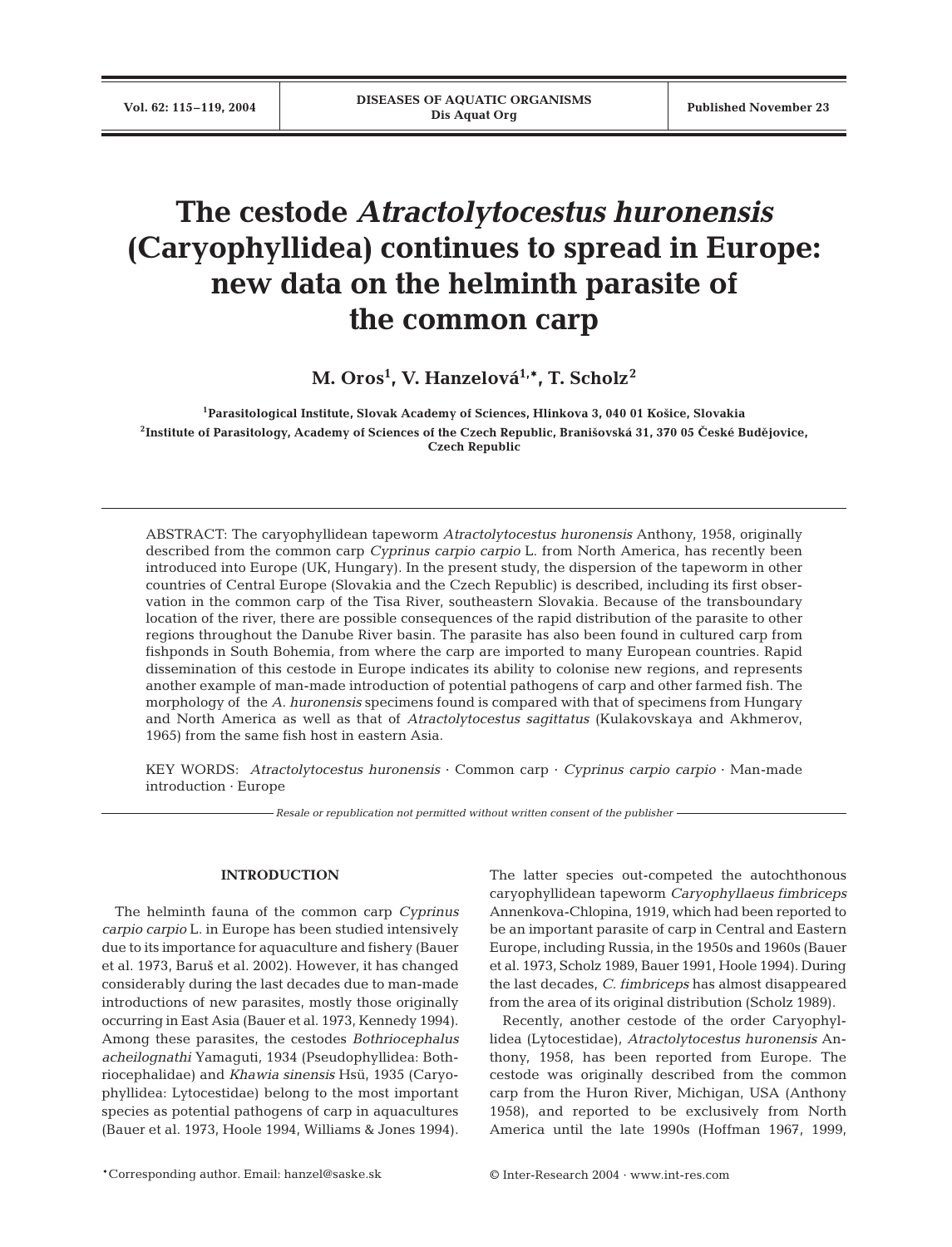# The cestode *Atractolytocestus huronensis* (Caryophyllidea) continues to spread in Europe: new data on the helminth parasite of the common carp

**M. Oros[1], V. Hanzelová[1,*], T. Scholz[2]**

[1]Parasitological Institute, Slovak Academy of Sciences, Hlinkova 3, 040 01 Košice, Slovakia

[2]Institute of Parasitology, Academy of Sciences of the Czech Republic, Branišovská 31, 370 05 České Budějovice, Czech Republic

ABSTRACT: The caryophyllidean tapeworm *Atractolytocestus huronensis* Anthony, 1958, originally described from the common carp *Cyprinus carpio carpio* L. from North America, has recently been introduced into Europe (UK, Hungary). In the present study, the dispersion of the tapeworm in other countries of Central Europe (Slovakia and the Czech Republic) is described, including its first observation in the common carp of the Tisa River, southeastern Slovakia. Because of the transboundary location of the river, there are possible consequences of the rapid distribution of the parasite to other regions throughout the Danube River basin. The parasite has also been found in cultured carp from fishponds in South Bohemia, from where the carp are imported to many European countries. Rapid dissemination of this cestode in Europe indicates its ability to colonise new regions, and represents another example of man-made introduction of potential pathogens of carp and other farmed fish. The morphology of the *A. huronensis* specimens found is compared with that of specimens from Hungary and North America as well as that of *Atractolytocestus sagittatus* (Kulakovskaya and Akhmerov, 1965) from the same fish host in eastern Asia.

KEY WORDS: *Atractolytocestus huronensis* · Common carp · *Cyprinus carpio carpio* · Man-made introduction · Europe

*Resale or republication not permitted without written consent of the publisher*

## INTRODUCTION

The helminth fauna of the common carp *Cyprinus carpio carpio* L. in Europe has been studied intensively due to its importance for aquaculture and fishery (Bauer et al. 1973, Baruš et al. 2002). However, it has changed considerably during the last decades due to man-made introductions of new parasites, mostly those originally occurring in East Asia (Bauer et al. 1973, Kennedy 1994). Among these parasites, the cestodes *Bothriocephalus acheilognathi* Yamaguti, 1934 (Pseudophyllidea: Bothriocephalidae) and *Khawia sinensis* Hsü, 1935 (Caryophyllidea: Lytocestidae) belong to the most important species as potential pathogens of carp in aquacultures (Bauer et al. 1973, Hoole 1994, Williams & Jones 1994). The latter species out-competed the autochthonous caryophyllidean tapeworm *Caryophyllaeus fimbriceps* Annenkova-Chlopina, 1919, which had been reported to be an important parasite of carp in Central and Eastern Europe, including Russia, in the 1950s and 1960s (Bauer et al. 1973, Scholz 1989, Bauer 1991, Hoole 1994). During the last decades, *C. fimbriceps* has almost disappeared from the area of its original distribution (Scholz 1989).

Recently, another cestode of the order Caryophyllidea (Lytocestidae), *Atractolytocestus huronensis* Anthony, 1958, has been reported from Europe. The cestode was originally described from the common carp from the Huron River, Michigan, USA (Anthony 1958), and reported to be exclusively from North America until the late 1990s (Hoffman 1967, 1999,

*Corresponding author. Email: hanzel@saske.sk

© Inter-Research 2004 · www.int-res.com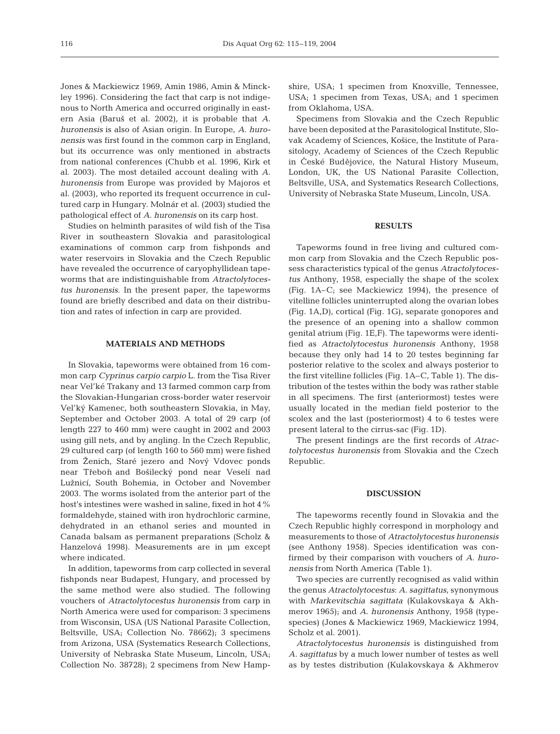Jones & Mackiewicz 1969, Amin 1986, Amin & Minckley 1996). Considering the fact that carp is not indigenous to North America and occurred originally in eastern Asia (Baruš et al. 2002), it is probable that *A. huronensis* is also of Asian origin. In Europe, *A. huronensis* was first found in the common carp in England, but its occurrence was only mentioned in abstracts from national conferences (Chubb et al. 1996, Kirk et al. 2003). The most detailed account dealing with *A. huronensis* from Europe was provided by Majoros et al. (2003), who reported its frequent occurrence in cultured carp in Hungary. Molnár et al. (2003) studied the pathological effect of *A. huronensis* on its carp host.

Studies on helminth parasites of wild fish of the Tisa River in southeastern Slovakia and parasitological examinations of common carp from fishponds and water reservoirs in Slovakia and the Czech Republic have revealed the occurrence of caryophyllidean tapeworms that are indistinguishable from *Atractolytocestus huronensis*. In the present paper, the tapeworms found are briefly described and data on their distribution and rates of infection in carp are provided.

## MATERIALS AND METHODS

In Slovakia, tapeworms were obtained from 16 common carp *Cyprinus carpio carpio* L. from the Tisa River near Vel'ké Trakany and 13 farmed common carp from the Slovakian-Hungarian cross-border water reservoir Vel'ký Kamenec, both southeastern Slovakia, in May, September and October 2003. A total of 29 carp (of length 227 to 460 mm) were caught in 2002 and 2003 using gill nets, and by angling. In the Czech Republic, 29 cultured carp (of length 160 to 560 mm) were fished from Ženich, Staré jezero and Nový Vdovec ponds near Třeboň and Bošilecký pond near Veselí nad Lužnicí, South Bohemia, in October and November 2003. The worms isolated from the anterior part of the host's intestines were washed in saline, fixed in hot 4% formaldehyde, stained with iron hydrochloric carmine, dehydrated in an ethanol series and mounted in Canada balsam as permanent preparations (Scholz & Hanzelová 1998). Measurements are in µm except where indicated.

In addition, tapeworms from carp collected in several fishponds near Budapest, Hungary, and processed by the same method were also studied. The following vouchers of *Atractolytocestus huronensis* from carp in North America were used for comparison: 3 specimens from Wisconsin, USA (US National Parasite Collection, Beltsville, USA; Collection No. 78662); 3 specimens from Arizona, USA (Systematics Research Collections, University of Nebraska State Museum, Lincoln, USA; Collection No. 38728); 2 specimens from New Hampshire, USA; 1 specimen from Knoxville, Tennessee, USA; 1 specimen from Texas, USA; and 1 specimen from Oklahoma, USA.

Specimens from Slovakia and the Czech Republic have been deposited at the Parasitological Institute, Slovak Academy of Sciences, Košice, the Institute of Parasitology, Academy of Sciences of the Czech Republic in České Budějovice, the Natural History Museum, London, UK, the US National Parasite Collection, Beltsville, USA, and Systematics Research Collections, University of Nebraska State Museum, Lincoln, USA.

## RESULTS

Tapeworms found in free living and cultured common carp from Slovakia and the Czech Republic possess characteristics typical of the genus *Atractolytocestus* Anthony, 1958, especially the shape of the scolex (Fig. 1A–C; see Mackiewicz 1994), the presence of vitelline follicles uninterrupted along the ovarian lobes (Fig. 1A,D), cortical (Fig. 1G), separate gonopores and the presence of an opening into a shallow common genital atrium (Fig. 1E,F). The tapeworms were identified as *Atractolytocestus huronensis* Anthony, 1958 because they only had 14 to 20 testes beginning far posterior relative to the scolex and always posterior to the first vitelline follicles (Fig. 1A–C, Table 1). The distribution of the testes within the body was rather stable in all specimens. The first (anteriormost) testes were usually located in the median field posterior to the scolex and the last (posteriormost) 4 to 6 testes were present lateral to the cirrus-sac (Fig. 1D).

The present findings are the first records of *Atractolytocestus huronensis* from Slovakia and the Czech Republic.

## DISCUSSION

The tapeworms recently found in Slovakia and the Czech Republic highly correspond in morphology and measurements to those of *Atractolytocestus huronensis* (see Anthony 1958). Species identification was confirmed by their comparison with vouchers of *A. huronensis* from North America (Table 1).

Two species are currently recognised as valid within the genus *Atractolytocestus*: *A. sagittatus*, synonymous with *Markevitschia sagittata* (Kulakovskaya & Akhmerov 1965); and *A. huronensis* Anthony, 1958 (type-species) (Jones & Mackiewicz 1969, Mackiewicz 1994, Scholz et al. 2001).

*Atractolytocestus huronensis* is distinguished from *A. sagittatus* by a much lower number of testes as well as by testes distribution (Kulakovskaya & Akhmerov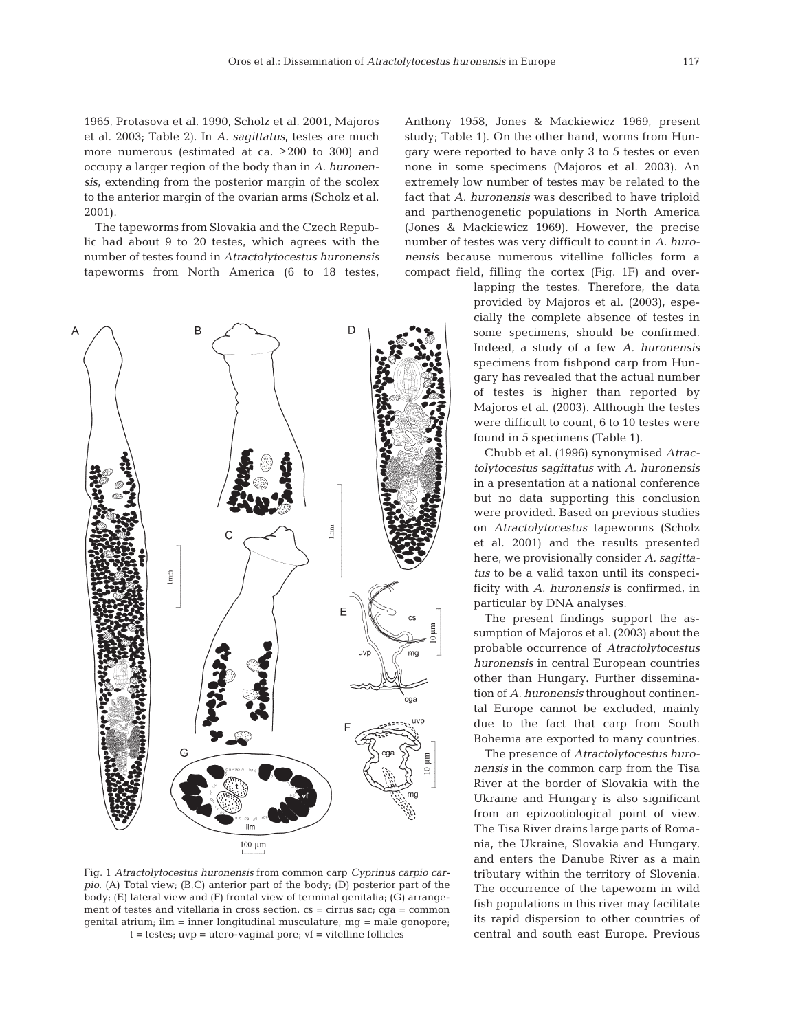1965, Protasova et al. 1990, Scholz et al. 2001, Majoros et al. 2003; Table 2). In *A. sagittatus*, testes are much more numerous (estimated at ca. ≥200 to 300) and occupy a larger region of the body than in *A. huronensis*, extending from the posterior margin of the scolex to the anterior margin of the ovarian arms (Scholz et al. 2001).

The tapeworms from Slovakia and the Czech Republic had about 9 to 20 testes, which agrees with the number of testes found in *Atractolytocestus huronensis* tapeworms from North America (6 to 18 testes, Anthony 1958, Jones & Mackiewicz 1969, present study; Table 1). On the other hand, worms from Hungary were reported to have only 3 to 5 testes or even none in some specimens (Majoros et al. 2003). An extremely low number of testes may be related to the fact that *A. huronensis* was described to have triploid and parthenogenetic populations in North America (Jones & Mackiewicz 1969). However, the precise number of testes was very difficult to count in *A. huronensis* because numerous vitelline follicles form a compact field, filling the cortex (Fig. 1F) and overlapping the testes. Therefore, the data provided by Majoros et al. (2003), especially the complete absence of testes in some specimens, should be confirmed. Indeed, a study of a few *A. huronensis* specimens from fishpond carp from Hungary has revealed that the actual number of testes is higher than reported by Majoros et al. (2003). Although the testes were difficult to count, 6 to 10 testes were found in 5 specimens (Table 1).

Chubb et al. (1996) synonymised *Atractolytocestus sagittatus* with *A. huronensis* in a presentation at a national conference but no data supporting this conclusion were provided. Based on previous studies on *Atractolytocestus* tapeworms (Scholz et al. 2001) and the results presented here, we provisionally consider *A. sagittatus* to be a valid taxon until its conspecificity with *A. huronensis* is confirmed, in particular by DNA analyses.

The present findings support the assumption of Majoros et al. (2003) about the probable occurrence of *Atractolytocestus huronensis* in central European countries other than Hungary. Further dissemination of *A. huronensis* throughout continental Europe cannot be excluded, mainly due to the fact that carp from South Bohemia are exported to many countries.

The presence of *Atractolytocestus huronensis* in the common carp from the Tisa River at the border of Slovakia with the Ukraine and Hungary is also significant from an epizootiological point of view. The Tisa River drains large parts of Romania, the Ukraine, Slovakia and Hungary, and enters the Danube River as a main tributary within the territory of Slovenia. The occurrence of the tapeworm in wild fish populations in this river may facilitate its rapid dispersion to other countries of central and south east Europe. Previous

Fig. 1 *Atractolytocestus huronensis* from common carp *Cyprinus carpio carpio*. (A) Total view; (B,C) anterior part of the body; (D) posterior part of the body; (E) lateral view and (F) frontal view of terminal genitalia; (G) arrangement of testes and vitellaria in cross section. cs = cirrus sac; cga = common genital atrium; ilm = inner longitudinal musculature; mg = male gonopore; t = testes; uvp = utero-vaginal pore; vf = vitelline follicles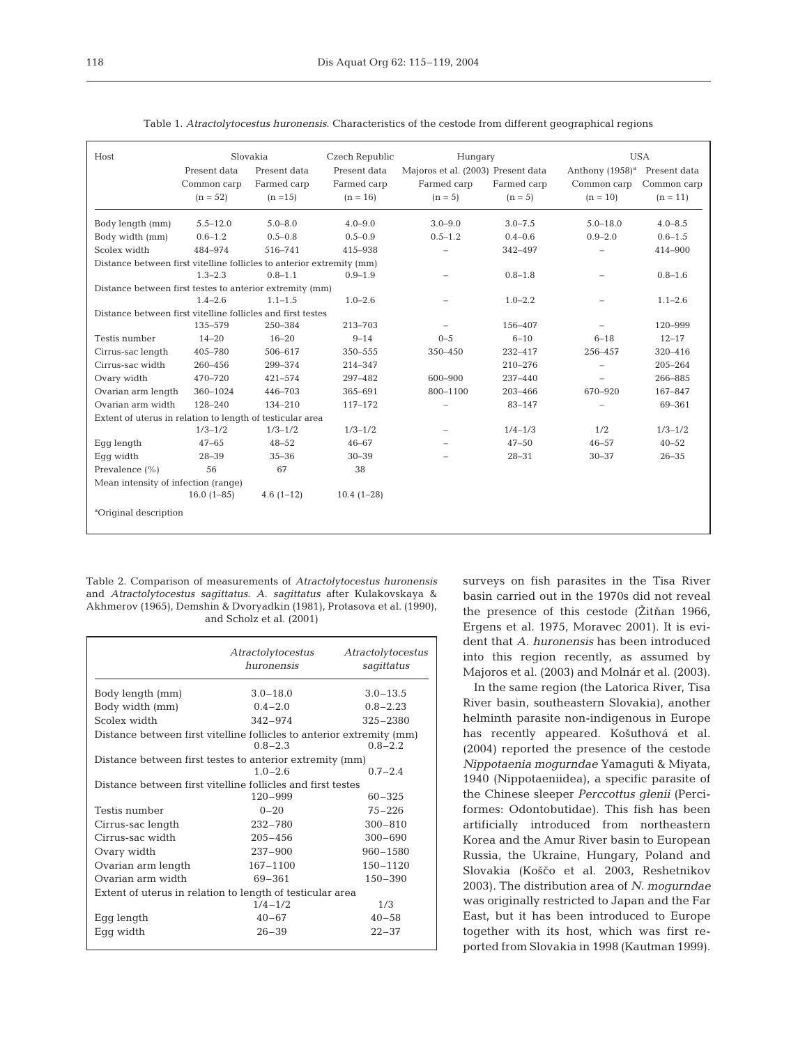Table 1. *Atractolytocestus huronensis*. Characteristics of the cestode from different geographical regions

| Host | Slovakia | | Czech Republic | Hungary | | USA | |
|---|---|---|---|---|---|---|---|
| | Present data | Present data | Present data | Majoros et al. (2003) | Present data | Anthony (1958)[a] | Present data |
| | Common carp | Farmed carp | Farmed carp | Farmed carp | Farmed carp | Common carp | Common carp |
| | (n = 52) | (n =15) | (n = 16) | (n = 5) | (n = 5) | (n = 10) | (n = 11) |
| Body length (mm) | 5.5–12.0 | 5.0–8.0 | 4.0–9.0 | 3.0–9.0 | 3.0–7.5 | 5.0–18.0 | 4.0–8.5 |
| Body width (mm) | 0.6–1.2 | 0.5–0.8 | 0.5–0.9 | 0.5–1.2 | 0.4–0.6 | 0.9–2.0 | 0.6–1.5 |
| Scolex width | 484–974 | 516–741 | 415–938 | – | 342–497 | – | 414–900 |
| Distance between first vitelline follicles to anterior extremity (mm) | 1.3–2.3 | 0.8–1.1 | 0.9–1.9 | – | 0.8–1.8 | – | 0.8–1.6 |
| Distance between first testes to anterior extremity (mm) | 1.4–2.6 | 1.1–1.5 | 1.0–2.6 | – | 1.0–2.2 | – | 1.1–2.6 |
| Distance between first vitelline follicles and first testes | 135–579 | 250–384 | 213–703 | – | 156–407 | – | 120–999 |
| Testis number | 14–20 | 16–20 | 9–14 | 0–5 | 6–10 | 6–18 | 12–17 |
| Cirrus-sac length | 405–780 | 506–617 | 350–555 | 350–450 | 232–417 | 256–457 | 320–416 |
| Cirrus-sac width | 260–456 | 299–374 | 214–347 | | 210–276 | – | 205–264 |
| Ovary width | 470–720 | 421–574 | 297–482 | 600–900 | 237–440 | – | 266–885 |
| Ovarian arm length | 360–1024 | 446–703 | 365–691 | 800–1100 | 203–466 | 670–920 | 167–847 |
| Ovarian arm width | 128–240 | 134–210 | 117–172 | – | 83–147 | – | 69–361 |
| Extent of uterus in relation to length of testicular area | 1/3–1/2 | 1/3–1/2 | 1/3–1/2 | – | 1/4–1/3 | 1/2 | 1/3–1/2 |
| Egg length | 47–65 | 48–52 | 46–67 | – | 47–50 | 46–57 | 40–52 |
| Egg width | 28–39 | 35–36 | 30–39 | – | 28–31 | 30–37 | 26–35 |
| Prevalence (%) | 56 | 67 | 38 | | | | |
| Mean intensity of infection (range) | 16.0 (1–85) | 4.6 (1–12) | 10.4 (1–28) | | | | |

[a]Original description

Table 2. Comparison of measurements of *Atractolytocestus huronensis* and *Atractolytocestus sagittatus*. *A. sagittatus* after Kulakovskaya & Akhmerov (1965), Demshin & Dvoryadkin (1981), Protasova et al. (1990), and Scholz et al. (2001)

| | *Atractolytocestus huronensis* | *Atractolytocestus sagittatus* |
|---|---|---|
| Body length (mm) | 3.0–18.0 | 3.0–13.5 |
| Body width (mm) | 0.4–2.0 | 0.8–2.23 |
| Scolex width | 342–974 | 325–2380 |
| Distance between first vitelline follicles to anterior extremity (mm) | 0.8–2.3 | 0.8–2.2 |
| Distance between first testes to anterior extremity (mm) | 1.0–2.6 | 0.7–2.4 |
| Distance between first vitelline follicles and first testes | 120–999 | 60–325 |
| Testis number | 0–20 | 75–226 |
| Cirrus-sac length | 232–780 | 300–810 |
| Cirrus-sac width | 205–456 | 300–690 |
| Ovary width | 237–900 | 960–1580 |
| Ovarian arm length | 167–1100 | 150–1120 |
| Ovarian arm width | 69–361 | 150–390 |
| Extent of uterus in relation to length of testicular area | 1/4–1/2 | 1/3 |
| Egg length | 40–67 | 40–58 |
| Egg width | 26–39 | 22–37 |

surveys on fish parasites in the Tisa River basin carried out in the 1970s did not reveal the presence of this cestode (Žitňan 1966, Ergens et al. 1975, Moravec 2001). It is evident that *A. huronensis* has been introduced into this region recently, as assumed by Majoros et al. (2003) and Molnár et al. (2003).

In the same region (the Latorica River, Tisa River basin, southeastern Slovakia), another helminth parasite non-indigenous in Europe has recently appeared. Košuthová et al. (2004) reported the presence of the cestode *Nippotaenia mogurndae* Yamaguti & Miyata, 1940 (Nippotaeniidea), a specific parasite of the Chinese sleeper *Perccottus glenii* (Perciformes: Odontobutidae). This fish has been artificially introduced from northeastern Korea and the Amur River basin to European Russia, the Ukraine, Hungary, Poland and Slovakia (Koščo et al. 2003, Reshetnikov 2003). The distribution area of *N. mogurndae* was originally restricted to Japan and the Far East, but it has been introduced to Europe together with its host, which was first reported from Slovakia in 1998 (Kautman 1999).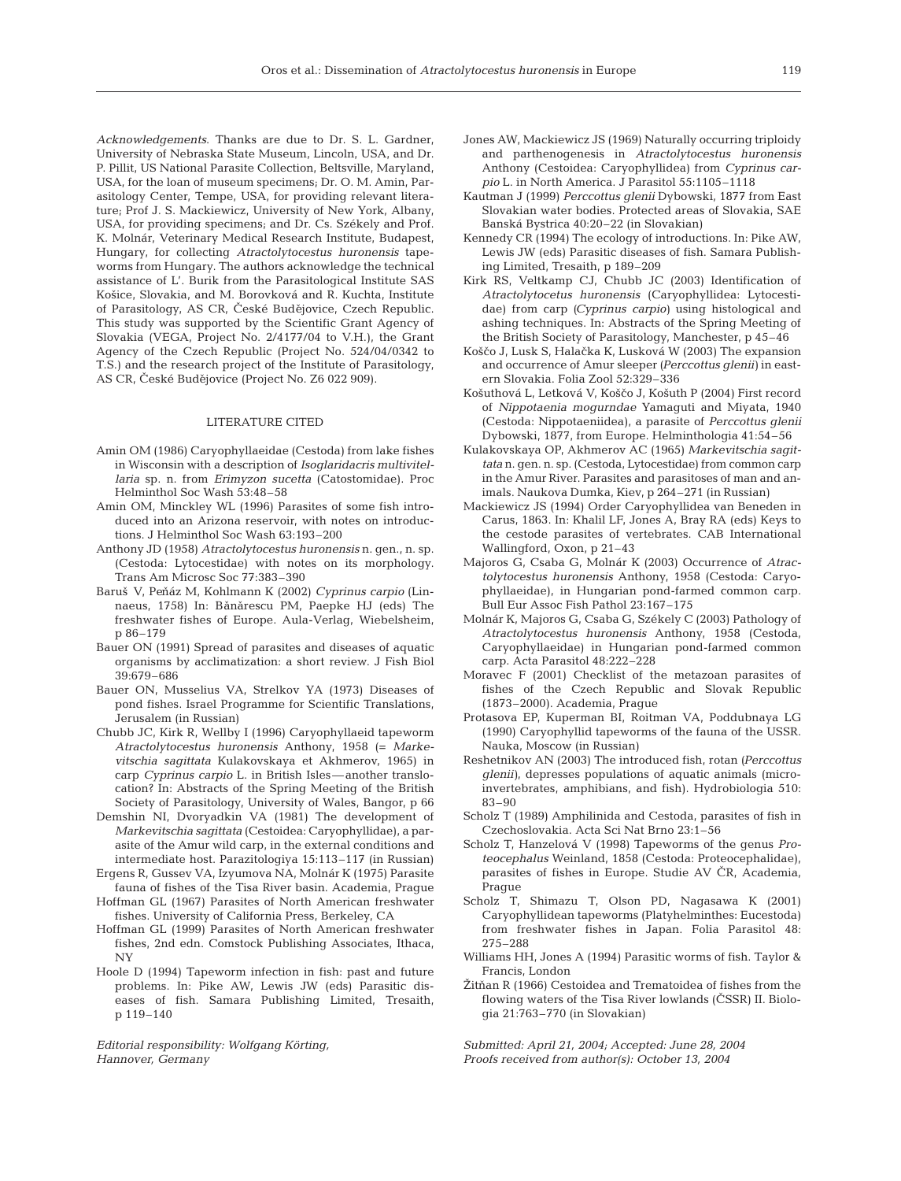*Acknowledgements.* Thanks are due to Dr. S. L. Gardner, University of Nebraska State Museum, Lincoln, USA, and Dr. P. Pillit, US National Parasite Collection, Beltsville, Maryland, USA, for the loan of museum specimens; Dr. O. M. Amin, Parasitology Center, Tempe, USA, for providing relevant literature; Prof J. S. Mackiewicz, University of New York, Albany, USA, for providing specimens; and Dr. Cs. Székely and Prof. K. Molnár, Veterinary Medical Research Institute, Budapest, Hungary, for collecting *Atractolytocestus huronensis* tapeworms from Hungary. The authors acknowledge the technical assistance of L'. Burik from the Parasitological Institute SAS Košice, Slovakia, and M. Borovková and R. Kuchta, Institute of Parasitology, AS CR, České Budějovice, Czech Republic. This study was supported by the Scientific Grant Agency of Slovakia (VEGA, Project No. 2/4177/04 to V.H.), the Grant Agency of the Czech Republic (Project No. 524/04/0342 to T.S.) and the research project of the Institute of Parasitology, AS CR, České Budějovice (Project No. Z6 022 909).

## LITERATURE CITED

- Amin OM (1986) Caryophyllaeidae (Cestoda) from lake fishes in Wisconsin with a description of *Isoglaridacris multivitellaria* sp. n. from *Erimyzon sucetta* (Catostomidae). Proc Helminthol Soc Wash 53:48–58
- Amin OM, Minckley WL (1996) Parasites of some fish introduced into an Arizona reservoir, with notes on introductions. J Helminthol Soc Wash 63:193–200
- Anthony JD (1958) *Atractolytocestus huronensis* n. gen., n. sp. (Cestoda: Lytocestidae) with notes on its morphology. Trans Am Microsc Soc 77:383–390
- Baruš V, Peňáz M, Kohlmann K (2002) *Cyprinus carpio* (Linnaeus, 1758) In: Bănărescu PM, Paepke HJ (eds) The freshwater fishes of Europe. Aula-Verlag, Wiebelsheim, p 86–179
- Bauer ON (1991) Spread of parasites and diseases of aquatic organisms by acclimatization: a short review. J Fish Biol 39:679–686
- Bauer ON, Musselius VA, Strelkov YA (1973) Diseases of pond fishes. Israel Programme for Scientific Translations, Jerusalem (in Russian)
- Chubb JC, Kirk R, Wellby I (1996) Caryophyllaeid tapeworm *Atractolytocestus huronensis* Anthony, 1958 (= *Markevitschia sagittata* Kulakovskaya et Akhmerov, 1965) in carp *Cyprinus carpio* L. in British Isles—another translocation? In: Abstracts of the Spring Meeting of the British Society of Parasitology, University of Wales, Bangor, p 66
- Demshin NI, Dvoryadkin VA (1981) The development of *Markevitschia sagittata* (Cestoidea: Caryophyllidae), a parasite of the Amur wild carp, in the external conditions and intermediate host. Parazitologiya 15:113–117 (in Russian)
- Ergens R, Gussev VA, Izyumova NA, Molnár K (1975) Parasite fauna of fishes of the Tisa River basin. Academia, Prague
- Hoffman GL (1967) Parasites of North American freshwater fishes. University of California Press, Berkeley, CA
- Hoffman GL (1999) Parasites of North American freshwater fishes, 2nd edn. Comstock Publishing Associates, Ithaca, NY
- Hoole D (1994) Tapeworm infection in fish: past and future problems. In: Pike AW, Lewis JW (eds) Parasitic diseases of fish. Samara Publishing Limited, Tresaith, p 119–140
- Jones AW, Mackiewicz JS (1969) Naturally occurring triploidy and parthenogenesis in *Atractolytocestus huronensis* Anthony (Cestoidea: Caryophyllidea) from *Cyprinus carpio* L. in North America. J Parasitol 55:1105–1118
- Kautman J (1999) *Perccottus glenii* Dybowski, 1877 from East Slovakian water bodies. Protected areas of Slovakia, SAE Banská Bystrica 40:20–22 (in Slovakian)
- Kennedy CR (1994) The ecology of introductions. In: Pike AW, Lewis JW (eds) Parasitic diseases of fish. Samara Publishing Limited, Tresaith, p 189–209
- Kirk RS, Veltkamp CJ, Chubb JC (2003) Identification of *Atractolytocestus huronensis* (Caryophyllidea: Lytocestidae) from carp (*Cyprinus carpio*) using histological and ashing techniques. In: Abstracts of the Spring Meeting of the British Society of Parasitology, Manchester, p 45–46
- Koščo J, Lusk S, Halačka K, Lusková V (2003) The expansion and occurrence of Amur sleeper (*Perccottus glenii*) in eastern Slovakia. Folia Zool 52:329–336
- Košuthová L, Letková V, Koščo J, Košuth P (2004) First record of *Nippotaenia mogurndae* Yamaguti and Miyata, 1940 (Cestoda: Nippotaeniidea), a parasite of *Perccottus glenii* Dybowski, 1877, from Europe. Helminthologia 41:54–56
- Kulakovskaya OP, Akhmerov AC (1965) *Markevitschia sagittata* n. gen. n. sp. (Cestoda, Lytocestidae) from common carp in the Amur River. Parasites and parasitoses of man and animals. Naukova Dumka, Kiev, p 264–271 (in Russian)
- Mackiewicz JS (1994) Order Caryophyllidea van Beneden in Carus, 1863. In: Khalil LF, Jones A, Bray RA (eds) Keys to the cestode parasites of vertebrates. CAB International Wallingford, Oxon, p 21–43
- Majoros G, Csaba G, Molnár K (2003) Occurrence of *Atractolytocestus huronensis* Anthony, 1958 (Cestoda: Caryophyllaeidae), in Hungarian pond-farmed common carp. Bull Eur Assoc Fish Pathol 23:167–175
- Molnár K, Majoros G, Csaba G, Székely C (2003) Pathology of *Atractolytocestus huronensis* Anthony, 1958 (Cestoda, Caryophyllaeidae) in Hungarian pond-farmed common carp. Acta Parasitol 48:222–228
- Moravec F (2001) Checklist of the metazoan parasites of fishes of the Czech Republic and Slovak Republic (1873–2000). Academia, Prague
- Protasova EP, Kuperman BI, Roitman VA, Poddubnaya LG (1990) Caryophyllid tapeworms of the fauna of the USSR. Nauka, Moscow (in Russian)
- Reshetnikov AN (2003) The introduced fish, rotan (*Perccottus glenii*), depresses populations of aquatic animals (macroinvertebrates, amphibians, and fish). Hydrobiologia 510: 83–90
- Scholz T (1989) Amphilinida and Cestoda, parasites of fish in Czechoslovakia. Acta Sci Nat Brno 23:1–56
- Scholz T, Hanzelová V (1998) Tapeworms of the genus *Proteocephalus* Weinland, 1858 (Cestoda: Proteocephalidae), parasites of fishes in Europe. Studie AV ČR, Academia, Prague
- Scholz T, Shimazu T, Olson PD, Nagasawa K (2001) Caryophyllidean tapeworms (Platyhelminthes: Eucestoda) from freshwater fishes in Japan. Folia Parasitol 48: 275–288
- Williams HH, Jones A (1994) Parasitic worms of fish. Taylor & Francis, London
- Žitňan R (1966) Cestoidea and Trematoidea of fishes from the flowing waters of the Tisa River lowlands (ČSSR) II. Biologia 21:763–770 (in Slovakian)

*Editorial responsibility: Wolfgang Körting, Hannover, Germany*

*Submitted: April 21, 2004; Accepted: June 28, 2004*
*Proofs received from author(s): October 13, 2004*